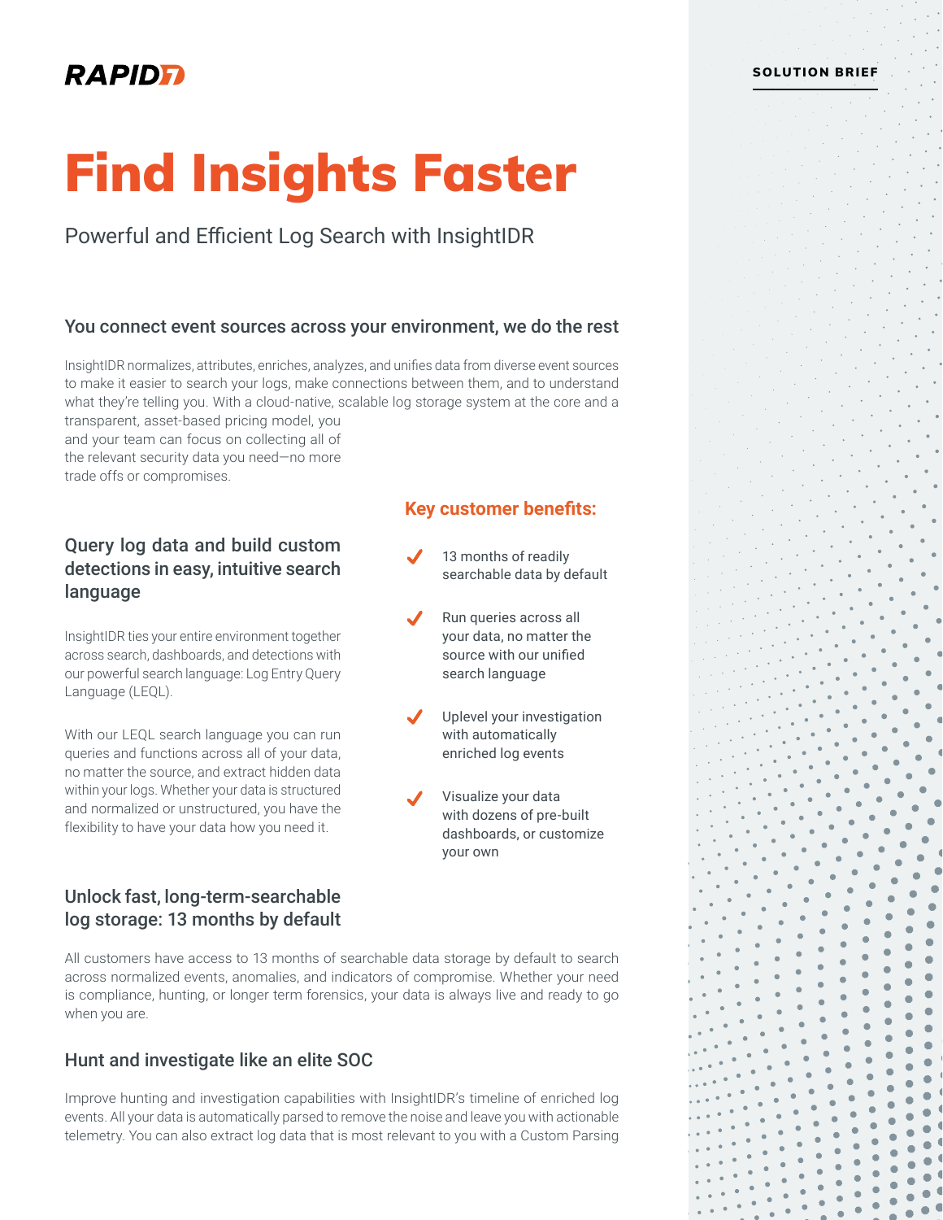RAPID7

SOLUTION BRIEF

# Find Insights Faster

Powerful and Efficient Log Search with InsightIDR

## You connect event sources across your environment, we do the rest

InsightIDR normalizes, attributes, enriches, analyzes, and unifies data from diverse event sources to make it easier to search your logs, make connections between them, and to understand what they're telling you. With a cloud-native, scalable log storage system at the core and a transparent, asset-based pricing model, you and your team can focus on collecting all of the relevant security data you need—no more trade offs or compromises.

## Query log data and build custom detections in easy, intuitive search language

InsightIDR ties your entire environment together across search, dashboards, and detections with our powerful search language: Log Entry Query Language (LEQL).

With our LEQL search language you can run queries and functions across all of your data, no matter the source, and extract hidden data within your logs. Whether your data is structured and normalized or unstructured, you have the flexibility to have your data how you need it.

### Key customer benefits:

- 13 months of readily searchable data by default
- Run queries across all your data, no matter the source with our unified search language
- Uplevel your investigation with automatically enriched log events
- Visualize your data with dozens of pre-built dashboards, or customize your own

## Unlock fast, long-term-searchable log storage: 13 months by default

All customers have access to 13 months of searchable data storage by default to search across normalized events, anomalies, and indicators of compromise. Whether your need is compliance, hunting, or longer term forensics, your data is always live and ready to go when you are.

## Hunt and investigate like an elite SOC

Improve hunting and investigation capabilities with InsightIDR's timeline of enriched log events. All your data is automatically parsed to remove the noise and leave you with actionable telemetry. You can also extract log data that is most relevant to you with a Custom Parsing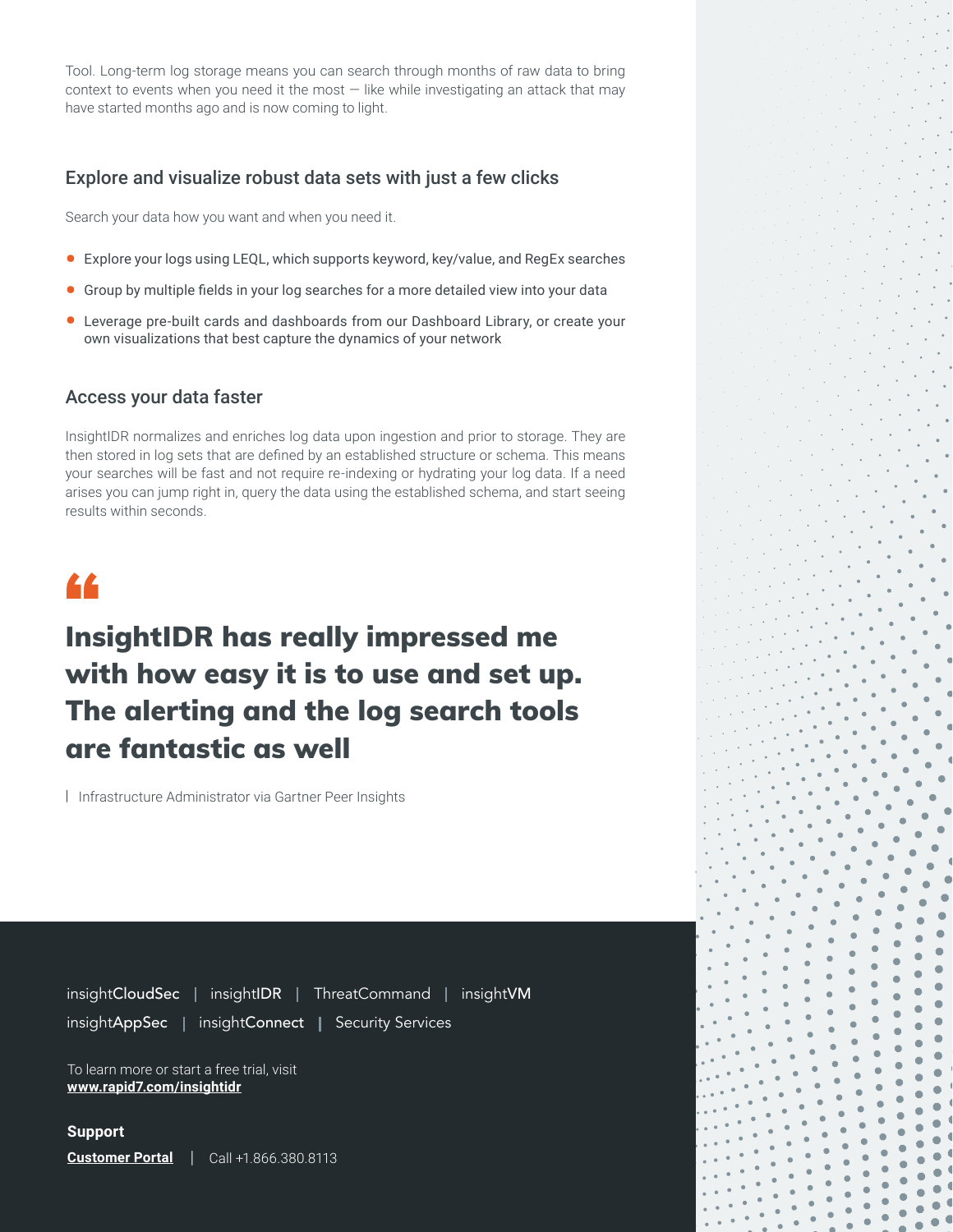Tool. Long-term log storage means you can search through months of raw data to bring context to events when you need it the most — like while investigating an attack that may have started months ago and is now coming to light.

## Explore and visualize robust data sets with just a few clicks

Search your data how you want and when you need it.

- Explore your logs using LEQL, which supports keyword, key/value, and RegEx searches
- Group by multiple fields in your log searches for a more detailed view into your data
- Leverage pre-built cards and dashboards from our Dashboard Library, or create your own visualizations that best capture the dynamics of your network

## Access your data faster

InsightIDR normalizes and enriches log data upon ingestion and prior to storage. They are then stored in log sets that are defined by an established structure or schema. This means your searches will be fast and not require re-indexing or hydrating your log data. If a need arises you can jump right in, query the data using the established schema, and start seeing results within seconds.

> **InsightIDR has really impressed me with how easy it is to use and set up. The alerting and the log search tools are fantastic as well**
>
> | Infrastructure Administrator via Gartner Peer Insights

insightCloudSec | insightIDR | ThreatCommand | insightVM
insightAppSec | insightConnect | Security Services

To learn more or start a free trial, visit
**www.rapid7.com/insightidr**

**Support**

**Customer Portal** | Call +1.866.380.8113